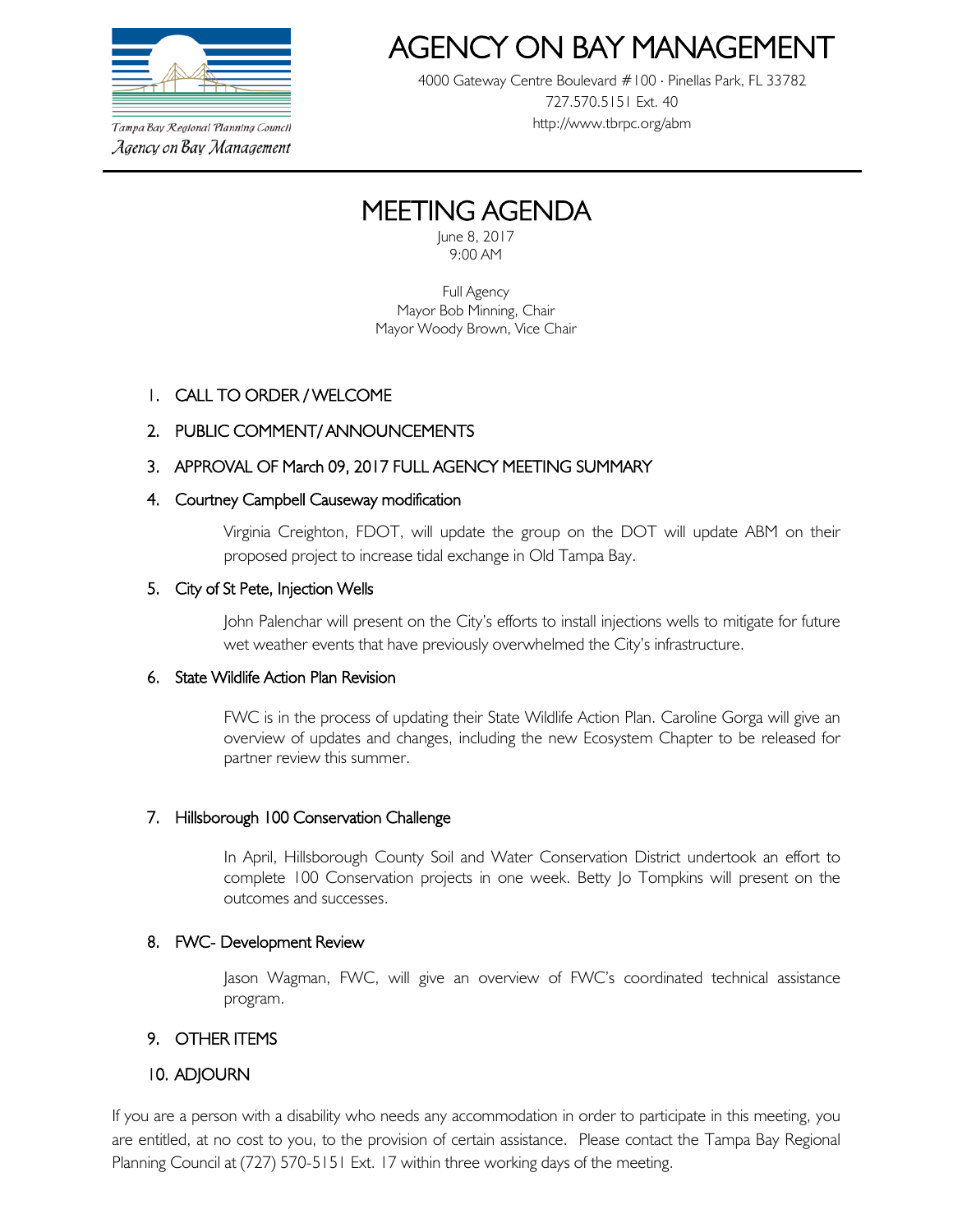Tampa Bay Regional Planning Council
*Agency on Bay Management*

# AGENCY ON BAY MANAGEMENT

4000 Gateway Centre Boulevard #100 · Pinellas Park, FL 33782
727.570.5151 Ext. 40
http://www.tbrpc.org/abm

## MEETING AGENDA

June 8, 2017
9:00 AM

Full Agency
Mayor Bob Minning, Chair
Mayor Woody Brown, Vice Chair

1. CALL TO ORDER / WELCOME

2. PUBLIC COMMENT/ ANNOUNCEMENTS

3. APPROVAL OF March 09, 2017 FULL AGENCY MEETING SUMMARY

4. Courtney Campbell Causeway modification

   Virginia Creighton, FDOT, will update the group on the DOT will update ABM on their proposed project to increase tidal exchange in Old Tampa Bay.

5. City of St Pete, Injection Wells

   John Palenchar will present on the City's efforts to install injections wells to mitigate for future wet weather events that have previously overwhelmed the City's infrastructure.

6. State Wildlife Action Plan Revision

   FWC is in the process of updating their State Wildlife Action Plan. Caroline Gorga will give an overview of updates and changes, including the new Ecosystem Chapter to be released for partner review this summer.

7. Hillsborough 100 Conservation Challenge

   In April, Hillsborough County Soil and Water Conservation District undertook an effort to complete 100 Conservation projects in one week. Betty Jo Tompkins will present on the outcomes and successes.

8. FWC- Development Review

   Jason Wagman, FWC, will give an overview of FWC's coordinated technical assistance program.

9. OTHER ITEMS

10. ADJOURN

If you are a person with a disability who needs any accommodation in order to participate in this meeting, you are entitled, at no cost to you, to the provision of certain assistance. Please contact the Tampa Bay Regional Planning Council at (727) 570-5151 Ext. 17 within three working days of the meeting.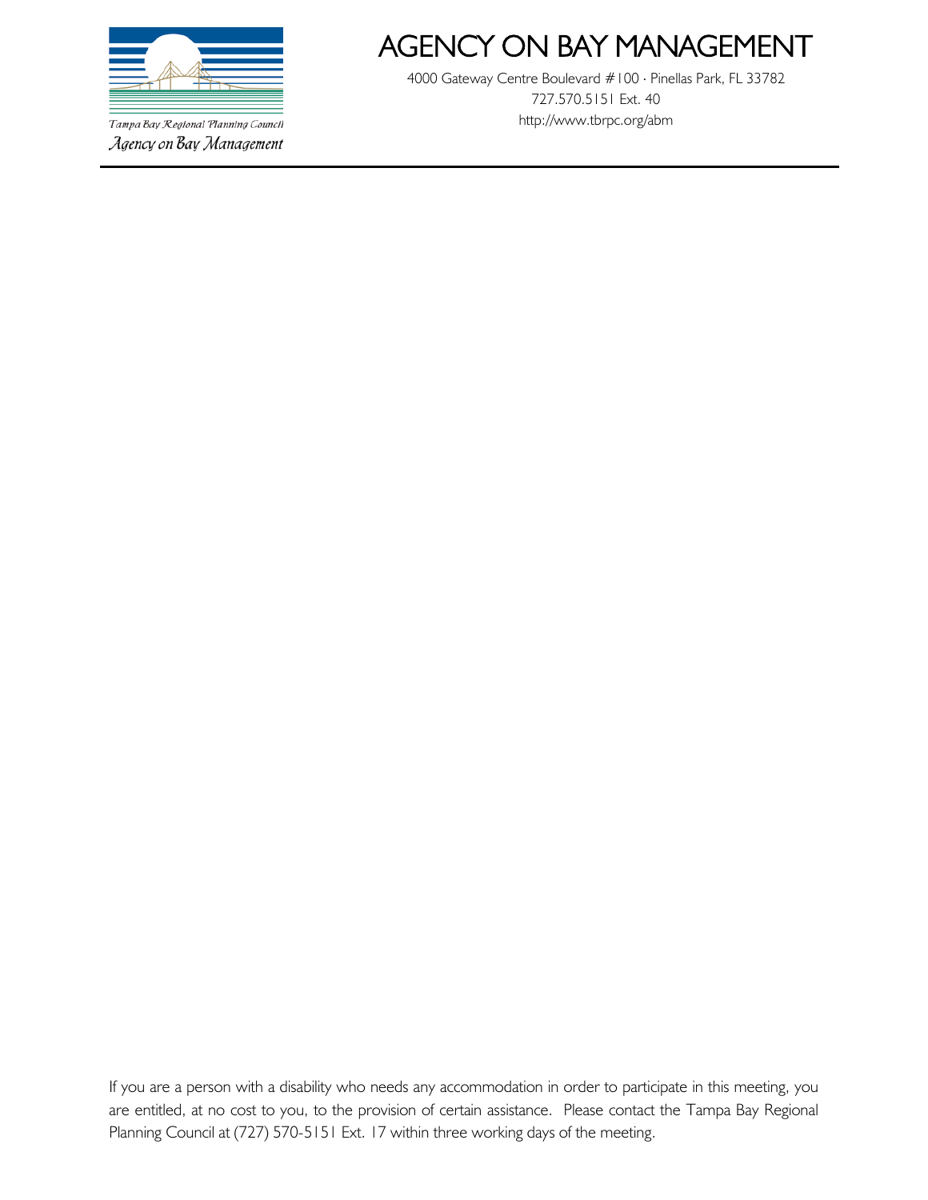Tampa Bay Regional Planning Council
*Agency on Bay Management*

# AGENCY ON BAY MANAGEMENT

4000 Gateway Centre Boulevard #100 · Pinellas Park, FL 33782
727.570.5151 Ext. 40
http://www.tbrpc.org/abm

If you are a person with a disability who needs any accommodation in order to participate in this meeting, you are entitled, at no cost to you, to the provision of certain assistance. Please contact the Tampa Bay Regional Planning Council at (727) 570-5151 Ext. 17 within three working days of the meeting.